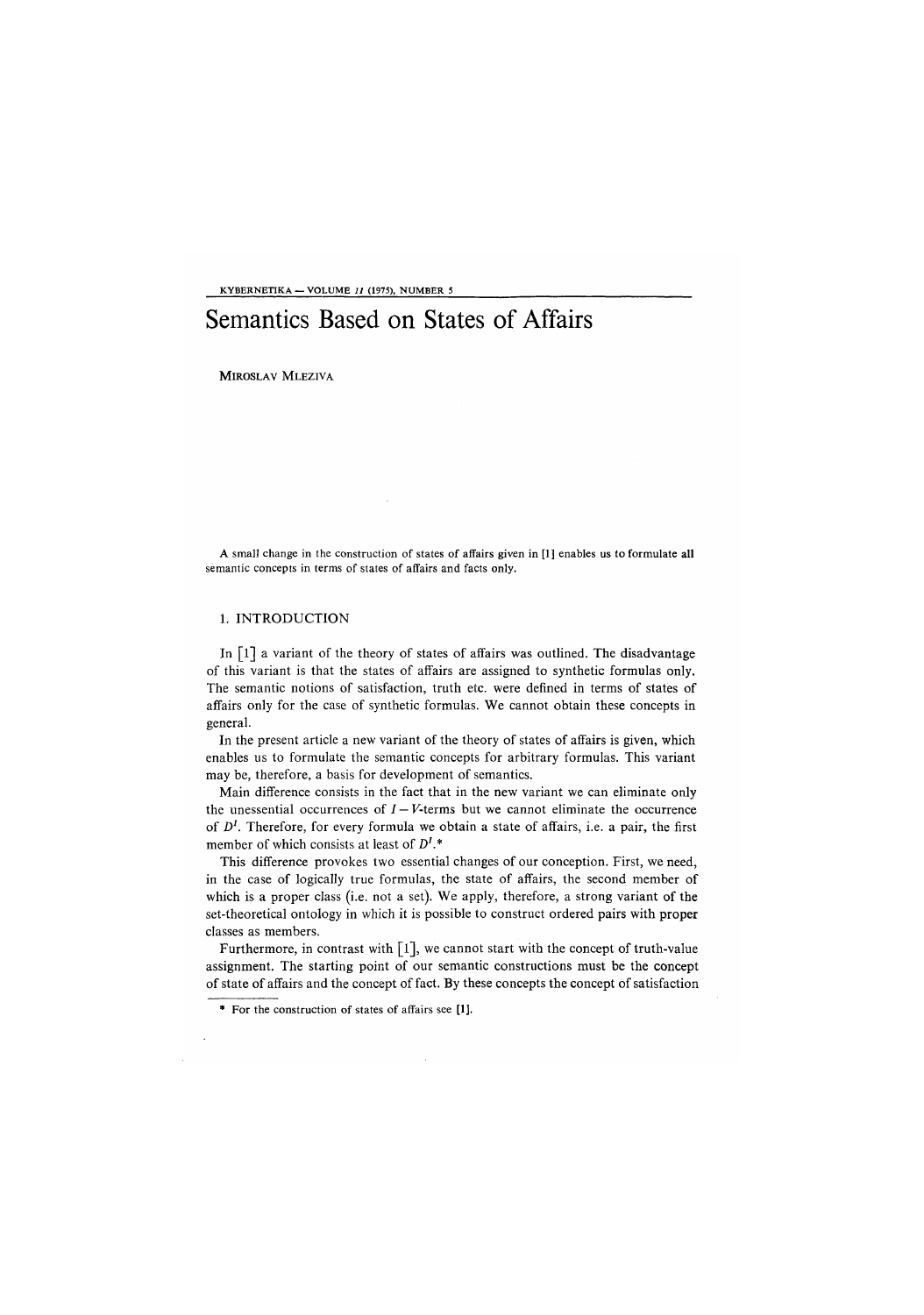# Semantics Based on States of Affairs

MIROSLAV MLEZIVA

A small change in the construction of states of affairs given in [1] enables us to formulate all semantic concepts in terms of states of affairs and facts only.

## 1. INTRODUCTION

In [1] a variant of the theory of states of affairs was outlined. The disadvantage of this variant is that the states of affairs are assigned to synthetic formulas only. The semantic notions of satisfaction, truth etc. were defined in terms of states of affairs only for the case of synthetic formulas. We cannot obtain these concepts in general.

In the present article a new variant of the theory of states of affairs is given, which enables us to formulate the semantic concepts for arbitrary formulas. This variant may be, therefore, a basis for development of semantics.

Main difference consists in the fact that in the new variant we can eliminate only the unessential occurrences of $I - V$-terms but we cannot eliminate the occurrence of $D^I$. Therefore, for every formula we obtain a state of affairs, i.e. a pair, the first member of which consists at least of $D^I$.*

This difference provokes two essential changes of our conception. First, we need, in the case of logically true formulas, the state of affairs, the second member of which is a proper class (i.e. not a set). We apply, therefore, a strong variant of the set-theoretical ontology in which it is possible to construct ordered pairs with proper classes as members.

Furthermore, in contrast with [1], we cannot start with the concept of truth-value assignment. The starting point of our semantic constructions must be the concept of state of affairs and the concept of fact. By these concepts the concept of satisfaction

---

\* For the construction of states of affairs see [1].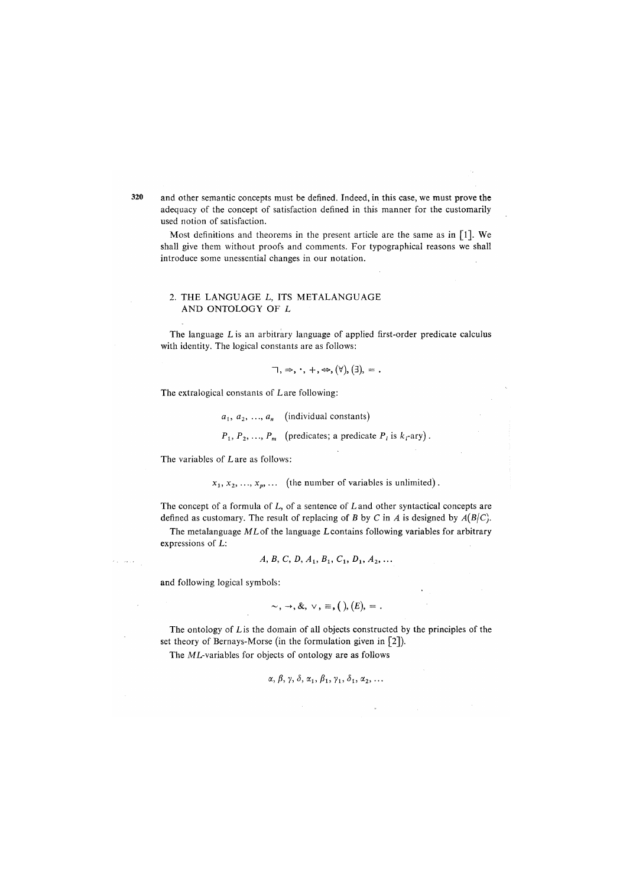and other semantic concepts must be defined. Indeed, in this case, we must prove the adequacy of the concept of satisfaction defined in this manner for the customarily used notion of satisfaction.

Most definitions and theorems in the present article are the same as in [1]. We shall give them without proofs and comments. For typographical reasons we shall introduce some unessential changes in our notation.

## 2. THE LANGUAGE $L$, ITS METALANGUAGE AND ONTOLOGY OF $L$

The language $L$ is an arbitrary language of applied first-order predicate calculus with identity. The logical constants are as follows:

$$\neg, \Rightarrow, \cdot, +, \Leftrightarrow, (\forall), (\exists), = .$$

The extralogical constants of $L$ are following:

$$a_1, a_2, \ldots, a_n \quad \text{(individual constants)}$$

$$P_1, P_2, \ldots, P_m \quad \text{(predicates; a predicate } P_i \text{ is } k_i\text{-ary)} .$$

The variables of $L$ are as follows:

$$x_1, x_2, \ldots, x_p, \ldots \quad \text{(the number of variables is unlimited)} .$$

The concept of a formula of $L$, of a sentence of $L$ and other syntactical concepts are defined as customary. The result of replacing of $B$ by $C$ in $A$ is designed by $A(B/C)$.

The metalanguage $ML$ of the language $L$ contains following variables for arbitrary expressions of $L$:

$$A, B, C, D, A_1, B_1, C_1, D_1, A_2, \ldots$$

and following logical symbols:

$$\sim, \rightarrow, \&, \vee, \equiv, (\,), (E), = .$$

The ontology of $L$ is the domain of all objects constructed by the principles of the set theory of Bernays-Morse (in the formulation given in [2]).

The $ML$-variables for objects of ontology are as follows

$$\alpha, \beta, \gamma, \delta, \alpha_1, \beta_1, \gamma_1, \delta_1, \alpha_2, \ldots$$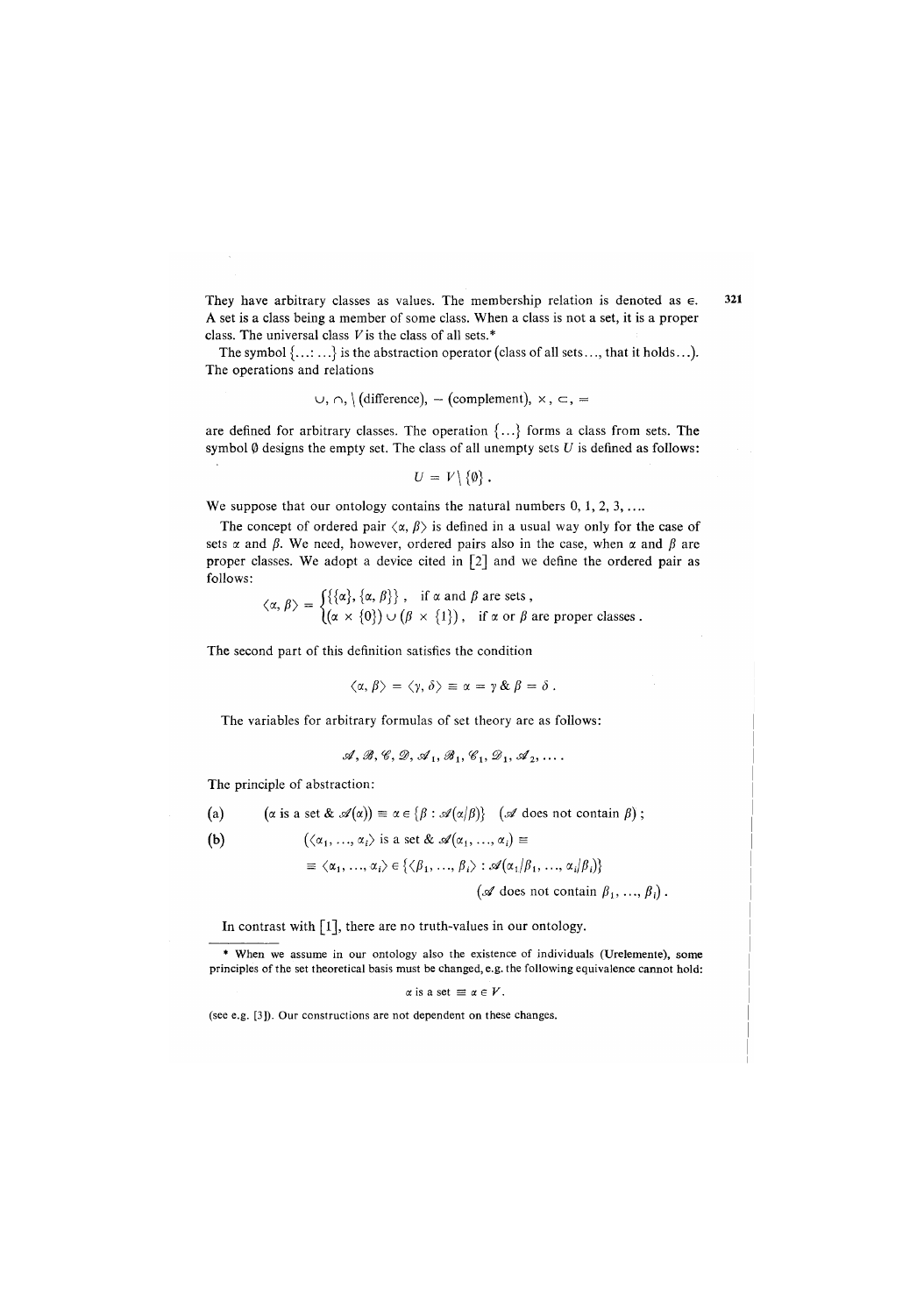They have arbitrary classes as values. The membership relation is denoted as $\in$. A set is a class being a member of some class. When a class is not a set, it is a proper class. The universal class $V$ is the class of all sets.*

The symbol $\{\ldots:\ldots\}$ is the abstraction operator (class of all sets..., that it holds...). The operations and relations

$$\cup, \cap, \setminus \text{(difference)}, - \text{(complement)}, \times, \subset, =$$

are defined for arbitrary classes. The operation $\{\ldots\}$ forms a class from sets. The symbol $\emptyset$ designs the empty set. The class of all unempty sets $U$ is defined as follows:

$$U = V \setminus \{\emptyset\}.$$

We suppose that our ontology contains the natural numbers 0, 1, 2, 3, ....

The concept of ordered pair $\langle\alpha, \beta\rangle$ is defined in a usual way only for the case of sets $\alpha$ and $\beta$. We need, however, ordered pairs also in the case, when $\alpha$ and $\beta$ are proper classes. We adopt a device cited in [2] and we define the ordered pair as follows:

$$\langle\alpha, \beta\rangle = \begin{cases} \{\{\alpha\}, \{\alpha, \beta\}\}, & \text{if } \alpha \text{ and } \beta \text{ are sets}, \\ (\alpha \times \{0\}) \cup (\beta \times \{1\}), & \text{if } \alpha \text{ or } \beta \text{ are proper classes}. \end{cases}$$

The second part of this definition satisfies the condition

$$\langle\alpha, \beta\rangle = \langle\gamma, \delta\rangle \equiv \alpha = \gamma \,\&\, \beta = \delta.$$

The variables for arbitrary formulas of set theory are as follows:

$$\mathscr{A}, \mathscr{B}, \mathscr{C}, \mathscr{D}, \mathscr{A}_1, \mathscr{B}_1, \mathscr{C}_1, \mathscr{D}_1, \mathscr{A}_2, \ldots.$$

The principle of abstraction:

(a) $\quad (\alpha \text{ is a set } \& \mathscr{A}(\alpha)) \equiv \alpha \in \{\beta : \mathscr{A}(\alpha/\beta)\}$ ($\mathscr{A}$ does not contain $\beta$);

(b) $\quad (\langle\alpha_1, \ldots, \alpha_i\rangle \text{ is a set } \& \mathscr{A}(\alpha_1, \ldots, \alpha_i) \equiv$

$$\equiv \langle\alpha_1, \ldots, \alpha_i\rangle \in \{\langle\beta_1, \ldots, \beta_i\rangle : \mathscr{A}(\alpha_1/\beta_1, \ldots, \alpha_i/\beta_i)\}$$

($\mathscr{A}$ does not contain $\beta_1, \ldots, \beta_i$).

In contrast with [1], there are no truth-values in our ontology.

---

\* When we assume in our ontology also the existence of individuals (Urelemente), some principles of the set theoretical basis must be changed, e.g. the following equivalence cannot hold:

$$\alpha \text{ is a set} \equiv \alpha \in V.$$

(see e.g. [3]). Our constructions are not dependent on these changes.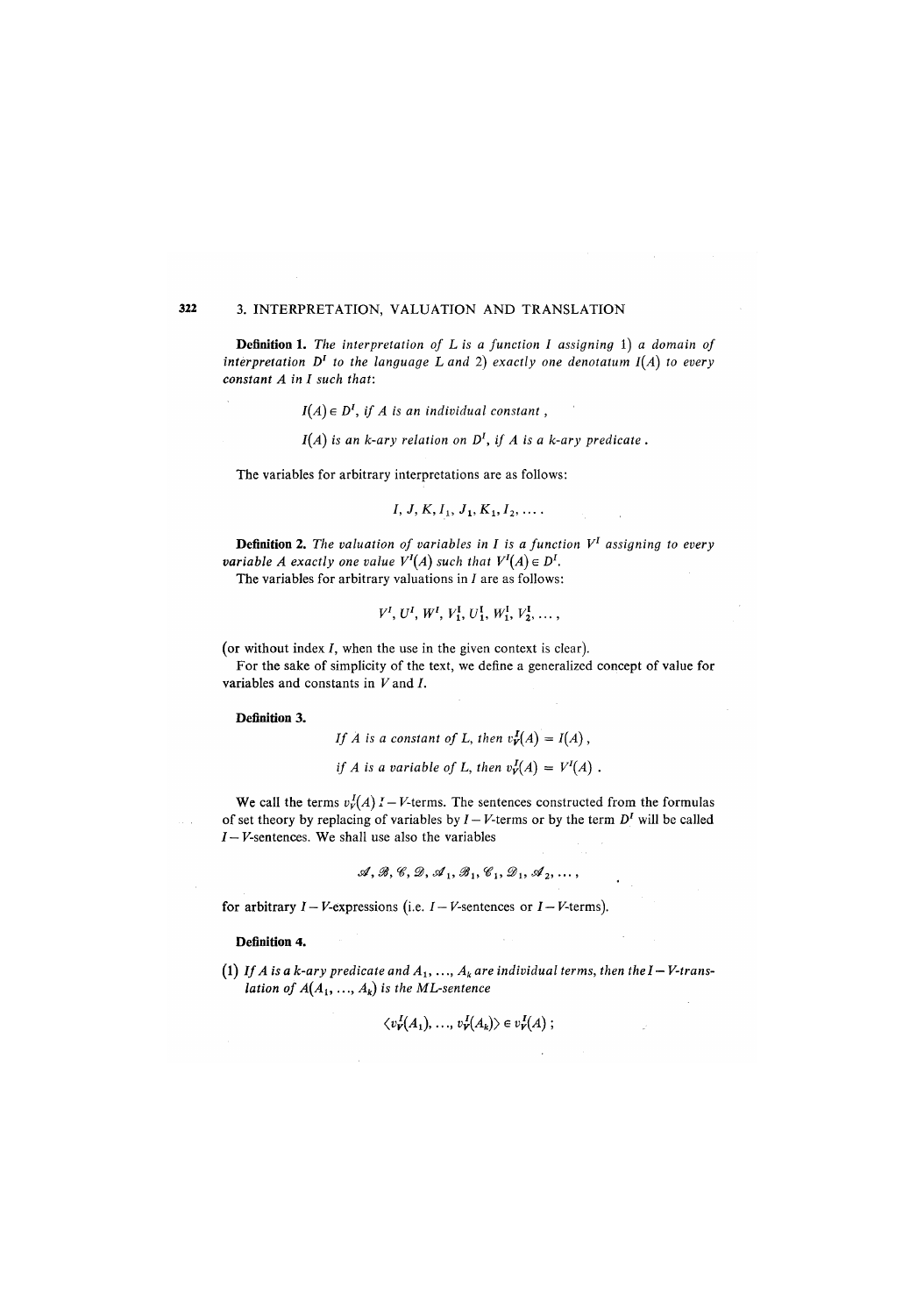**Definition 1.** *The interpretation of L is a function I assigning* 1) *a domain of interpretation $D^I$ to the language L and* 2) *exactly one denotatum $I(A)$ to every constant A in I such that*:

$$I(A) \in D^I, \text{ if } A \text{ is an individual constant },$$

$$I(A) \text{ is an } k\text{-ary relation on } D^I, \text{ if } A \text{ is a } k\text{-ary predicate }.$$

The variables for arbitrary interpretations are as follows:

$$I, J, K, I_1, J_1, K_1, I_2, \ldots .$$

**Definition 2.** *The valuation of variables in I is a function $V^I$ assigning to every variable A exactly one value $V^I(A)$ such that $V^I(A) \in D^I$.*

The variables for arbitrary valuations in $I$ are as follows:

$$V^I, U^I, W^I, V_1^I, U_1^I, W_1^I, V_2^I, \ldots ,$$

(or without index $I$, when the use in the given context is clear).

For the sake of simplicity of the text, we define a generalized concept of value for variables and constants in $V$ and $I$.

**Definition 3.**

$$\text{If } A \text{ is a constant of } L, \text{ then } v_V^I(A) = I(A) ,$$

$$\text{if } A \text{ is a variable of } L, \text{ then } v_V^I(A) = V^I(A) .$$

We call the terms $v_V^I(A)$ $I - V$-terms. The sentences constructed from the formulas of set theory by replacing of variables by $I - V$-terms or by the term $D^I$ will be called $I - V$-sentences. We shall use also the variables

$$\mathscr{A}, \mathscr{B}, \mathscr{C}, \mathscr{D}, \mathscr{A}_1, \mathscr{B}_1, \mathscr{C}_1, \mathscr{D}_1, \mathscr{A}_2, \ldots ,$$

for arbitrary $I - V$-expressions (i.e. $I - V$-sentences or $I - V$-terms).

**Definition 4.**

(1) *If A is a k-ary predicate and $A_1, \ldots, A_k$ are individual terms, then the $I - V$-translation of $A(A_1, \ldots, A_k)$ is the ML-sentence*

$$\langle v_V^I(A_1), \ldots, v_V^I(A_k) \rangle \in v_V^I(A) ;$$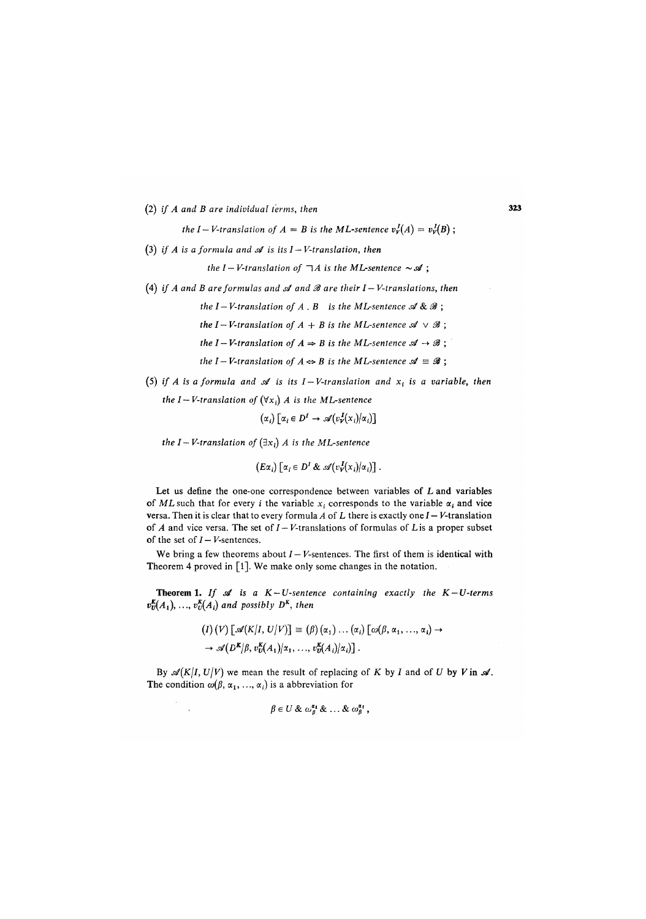(2) *if* $A$ *and* $B$ *are individual terms, then*

*the* $I-V$*-translation of* $A = B$ *is the* $ML$*-sentence* $v_V^I(A) = v_V^I(B)$ ;

(3) *if* $A$ *is a formula and* $\mathscr{A}$ *is its* $I-V$*-translation, then*

*the* $I-V$*-translation of* $\neg A$ *is the* $ML$*-sentence* $\sim\mathscr{A}$ ;

(4) *if* $A$ *and* $B$ *are formulas and* $\mathscr{A}$ *and* $\mathscr{B}$ *are their* $I-V$*-translations, then*

*the* $I-V$*-translation of* $A \,.\, B$ *is the* $ML$*-sentence* $\mathscr{A} \,\&\, \mathscr{B}$ ;

*the* $I-V$*-translation of* $A + B$ *is the* $ML$*-sentence* $\mathscr{A} \vee \mathscr{B}$ ;

*the* $I-V$*-translation of* $A \Rightarrow B$ *is the* $ML$*-sentence* $\mathscr{A} \rightarrow \mathscr{B}$ ;

*the* $I-V$*-translation of* $A \Leftrightarrow B$ *is the* $ML$*-sentence* $\mathscr{A} \equiv \mathscr{B}$ ;

(5) *if* $A$ *is a formula and* $\mathscr{A}$ *is its* $I-V$*-translation and* $x_i$ *is a variable, then the* $I-V$*-translation of* $(\forall x_i)\, A$ *is the* $ML$*-sentence*

$$(\alpha_i)\left[\alpha_i \in D^I \rightarrow \mathscr{A}(v_V^I(x_i)/\alpha_i)\right]$$

*the* $I-V$*-translation of* $(\exists x_i)\, A$ *is the* $ML$*-sentence*

$$(E\alpha_i)\left[\alpha_i \in D^I \,\&\, \mathscr{A}(v_V^I(x_i)/\alpha_i)\right].$$

Let us define the one-one correspondence between variables of $L$ and variables of $ML$ such that for every $i$ the variable $x_i$ corresponds to the variable $\alpha_i$ and vice versa. Then it is clear that to every formula $A$ of $L$ there is exactly one $I-V$-translation of $A$ and vice versa. The set of $I-V$-translations of formulas of $L$ is a proper subset of the set of $I-V$-sentences.

We bring a few theorems about $I-V$-sentences. The first of them is identical with Theorem 4 proved in [1]. We make only some changes in the notation.

**Theorem 1.** *If* $\mathscr{A}$ *is a* $K-U$*-sentence containing exactly the* $K-U$*-terms* $v_U^K(A_1), \ldots, v_U^K(A_i)$ *and possibly* $D^K$*, then*

$$(I)\,(V)\left[\mathscr{A}(K/I,\, U/V)\right] \equiv (\beta)\,(\alpha_1)\ldots(\alpha_i)\left[\omega(\beta, \alpha_1, \ldots, \alpha_i) \rightarrow \right.$$
$$\left. \rightarrow \mathscr{A}(D^K/\beta,\, v_U^K(A_1)/\alpha_1, \ldots, v_U^K(A_i)/\alpha_i)\right].$$

By $\mathscr{A}(K/I, U/V)$ we mean the result of replacing of $K$ by $I$ and of $U$ by $V$ in $\mathscr{A}$. The condition $\omega(\beta, \alpha_1, \ldots, \alpha_i)$ is a abbreviation for

$$\beta \in U \,\&\, \omega_\beta^{\alpha_1} \,\&\, \ldots \,\&\, \omega_\beta^{\alpha_i},$$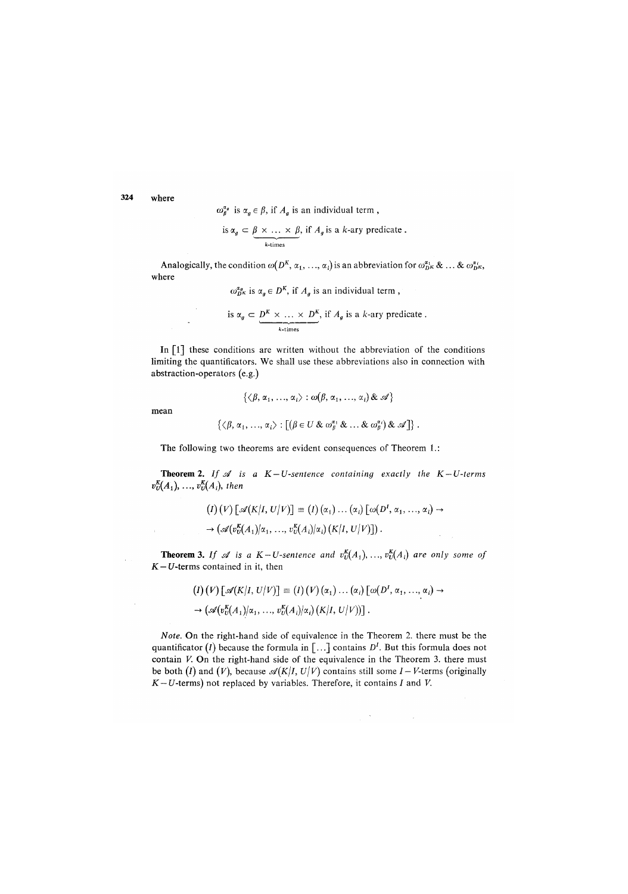where

$$\omega_\beta^{\alpha_g} \text{ is } \alpha_g \in \beta, \text{ if } A_g \text{ is an individual term },$$

$$\text{is } \alpha_g \subset \underbrace{\beta \times \ldots \times \beta}_{k\text{-times}}, \text{ if } A_g \text{ is a } k\text{-ary predicate}.$$

Analogically, the condition $\omega(D^K, \alpha_1, \ldots, \alpha_i)$ is an abbreviation for $\omega_{D^K}^{\alpha_1} \& \ldots \& \omega_{D^K}^{\alpha_i}$, where

$$\omega_{D^K}^{\alpha_g} \text{ is } \alpha_g \in D^K, \text{ if } A_g \text{ is an individual term },$$

$$\text{is } \alpha_g \subset \underbrace{D^K \times \ldots \times D^K}_{k\text{-times}}, \text{ if } A_g \text{ is a } k\text{-ary predicate}.$$

In [1] these conditions are written without the abbreviation of the conditions limiting the quantificators. We shall use these abbreviations also in connection with abstraction-operators (e.g.)

$$\{\langle \beta, \alpha_1, \ldots, \alpha_i \rangle : \omega(\beta, \alpha_1, \ldots, \alpha_i) \& \mathscr{A}\}$$

mean

$$\{\langle \beta, \alpha_1, \ldots, \alpha_i \rangle : [(\beta \in U \& \omega_\beta^{\alpha_1} \& \ldots \& \omega_\beta^{\alpha_i}) \& \mathscr{A}]\} .$$

The following two theorems are evident consequences of Theorem 1.:

**Theorem 2.** *If $\mathscr{A}$ is a $K-U$-sentence containing exactly the $K-U$-terms $v_U^K(A_1), \ldots, v_U^K(A_i)$, then*

$$(I)(V)[\mathscr{A}(K/I, U/V)] \equiv (I)(\alpha_1)\ldots(\alpha_i)[\omega(D^I, \alpha_1, \ldots, \alpha_i) \rightarrow$$
$$\rightarrow (\mathscr{A}(v_U^K(A_1)/\alpha_1, \ldots, v_U^K(A_i)/\alpha_i)(K/I, U/V)]) .$$

**Theorem 3.** *If $\mathscr{A}$ is a $K-U$-sentence and $v_U^K(A_1), \ldots, v_U^K(A_i)$ are only some of $K-U$-terms* contained in it, then

$$(I)(V)[\mathscr{A}(K/I, U/V)] \equiv (I)(V)(\alpha_1)\ldots(\alpha_i)[\omega(D^I, \alpha_1, \ldots, \alpha_i) \rightarrow$$
$$\rightarrow (\mathscr{A}(v_U^K(A_1)/\alpha_1, \ldots, v_U^K(A_i)/\alpha_i)(K/I, U/V))] .$$

*Note.* On the right-hand side of equivalence in the Theorem 2. there must be the quantificator $(I)$ because the formula in $[\ldots]$ contains $D^I$. But this formula does not contain $V$. On the right-hand side of the equivalence in the Theorem 3. there must be both $(I)$ and $(V)$, because $\mathscr{A}(K/I, U/V)$ contains still some $I-V$-terms (originally $K-U$-terms) not replaced by variables. Therefore, it contains $I$ and $V$.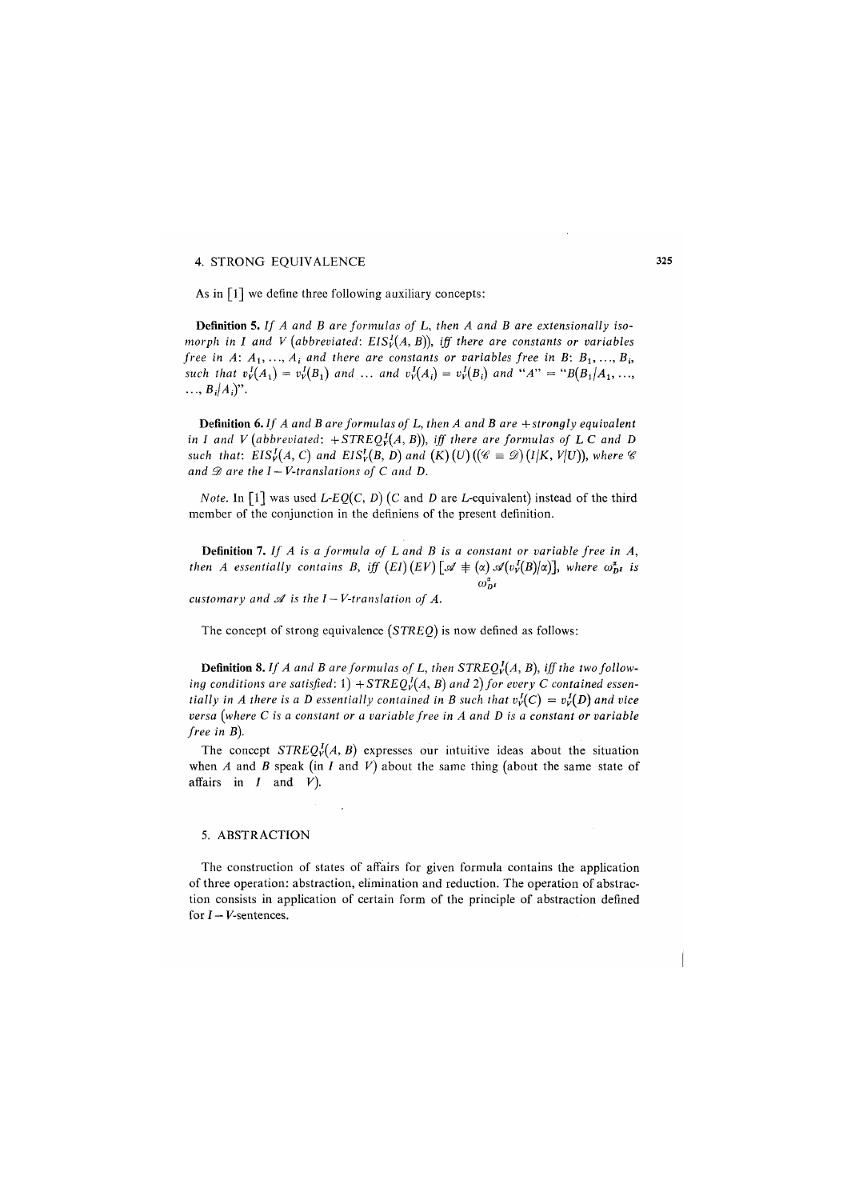## 4. STRONG EQUIVALENCE

As in [1] we define three following auxiliary concepts:

**Definition 5.** *If $A$ and $B$ are formulas of $L$, then $A$ and $B$ are extensionally isomorph in $I$ and $V$ (abbreviated: $EIS_V^I(A, B)$), iff there are constants or variables free in $A$: $A_1, \ldots, A_i$ and there are constants or variables free in $B$: $B_1, \ldots, B_i$, such that $v_V^I(A_1) = v_V^I(B_1)$ and $\ldots$ and $v_V^I(A_i) = v_V^I(B_i)$ and "$A$" $=$ "$B(B_1/A_1, \ldots, \ldots, B_i/A_i)$".*

**Definition 6.** *If $A$ and $B$ are formulas of $L$, then $A$ and $B$ are $+$strongly equivalent in $I$ and $V$ (abbreviated: $+STREQ_V^I(A, B)$), iff there are formulas of $L$ $C$ and $D$ such that: $EIS_V^I(A, C)$ and $EIS_V^I(B, D)$ and $(K)(U)((\mathscr{C} \equiv \mathscr{D})(I/K, V/U))$, where $\mathscr{C}$ and $\mathscr{D}$ are the $I-V$-translations of $C$ and $D$.*

*Note.* In [1] was used $L$-$EQ(C, D)$ ($C$ and $D$ are $L$-equivalent) instead of the third member of the conjunction in the definiens of the present definition.

**Definition 7.** *If $A$ is a formula of $L$ and $B$ is a constant or variable free in $A$, then $A$ essentially contains $B$, iff $(EI)(EV)[\mathscr{A} \mathrel{\not\equiv}_{\omega^{\alpha}_{DI}} (\alpha)\mathscr{A}(v_V^I(B)/\alpha)]$, where $\omega^{\alpha}_{DI}$ is customary and $\mathscr{A}$ is the $I-V$-translation of $A$.*

The concept of strong equivalence ($STREQ$) is now defined as follows:

**Definition 8.** *If $A$ and $B$ are formulas of $L$, then $STREQ_V^I(A, B)$, iff the two following conditions are satisfied: 1) $+STREQ_V^I(A, B)$ and 2) for every $C$ contained essentially in $A$ there is a $D$ essentially contained in $B$ such that $v_V^I(C) = v_V^I(D)$ and vice versa (where $C$ is a constant or a variable free in $A$ and $D$ is a constant or variable free in $B$).*

The concept $STREQ_V^I(A, B)$ expresses our intuitive ideas about the situation when $A$ and $B$ speak (in $I$ and $V$) about the same thing (about the same state of affairs in $I$ and $V$).

## 5. ABSTRACTION

The construction of states of affairs for given formula contains the application of three operation: abstraction, elimination and reduction. The operation of abstraction consists in application of certain form of the principle of abstraction defined for $I-V$-sentences.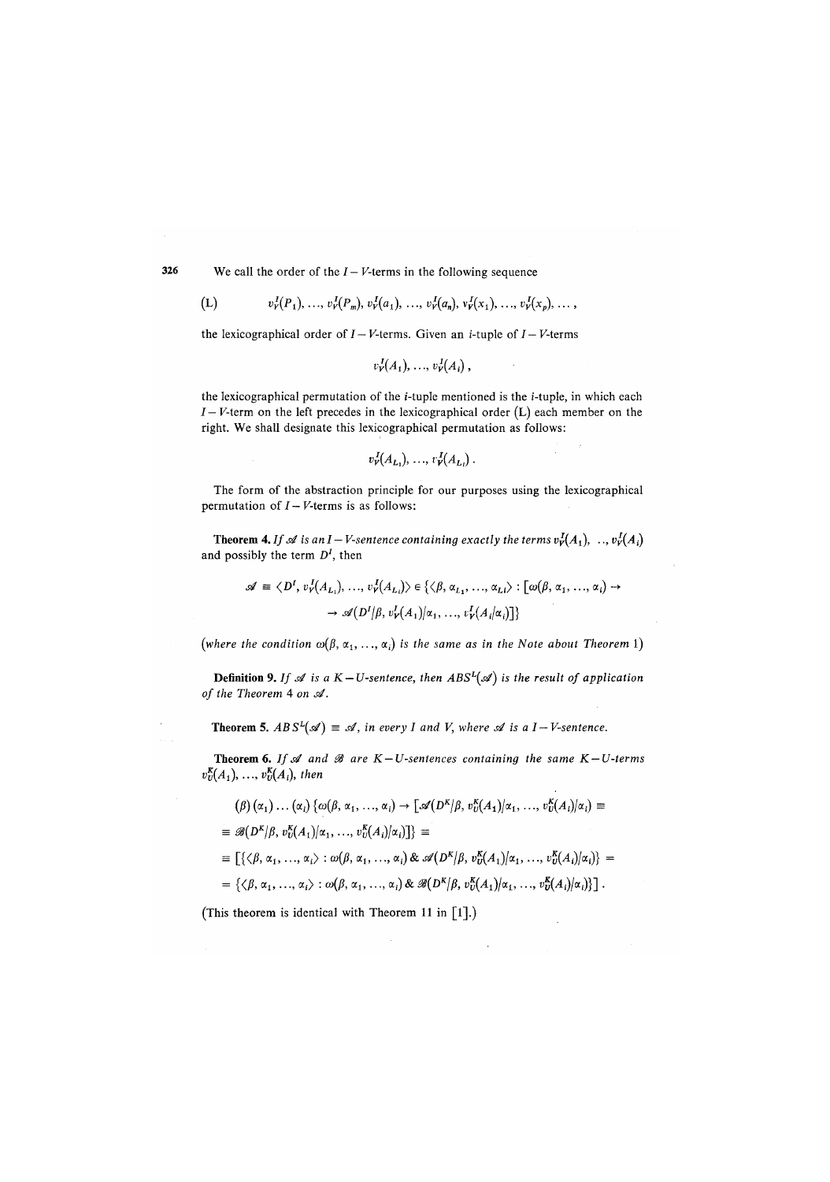We call the order of the $I-V$-terms in the following sequence

$$\text{(L)} \qquad v_V^I(P_1), \ldots, v_V^I(P_m), v_V^I(a_1), \ldots, v_V^I(a_n), v_V^I(x_1), \ldots, v_V^I(x_p), \ldots,$$

the lexicographical order of $I-V$-terms. Given an $i$-tuple of $I-V$-terms

$$v_V^I(A_1), \ldots, v_V^I(A_i),$$

the lexicographical permutation of the $i$-tuple mentioned is the $i$-tuple, in which each $I-V$-term on the left precedes in the lexicographical order (L) each member on the right. We shall designate this lexicographical permutation as follows:

$$v_V^I(A_{L_1}), \ldots, v_V^I(A_{L_i}).$$

The form of the abstraction principle for our purposes using the lexicographical permutation of $I-V$-terms is as follows:

**Theorem 4.** *If $\mathscr{A}$ is an $I-V$-sentence containing exactly the terms $v_V^I(A_1), \ldots, v_V^I(A_i)$ and possibly the term $D^I$, then*

$$\mathscr{A} \equiv \langle D^I, v_V^I(A_{L_1}), \ldots, v_V^I(A_{L_i})\rangle \in \{\langle \beta, \alpha_{L_1}, \ldots, \alpha_{L_i}\rangle : [\omega(\beta, \alpha_1, \ldots, \alpha_i) \rightarrow$$
$$\rightarrow \mathscr{A}(D^I/\beta, v_V^I(A_1)/\alpha_1, \ldots, v_V^I(A_i/\alpha_i)]\}$$

(*where the condition $\omega(\beta, \alpha_1, \ldots, \alpha_i)$ is the same as in the Note about Theorem* 1)

**Definition 9.** *If $\mathscr{A}$ is a $K-U$-sentence, then $ABS^L(\mathscr{A})$ is the result of application of the Theorem* 4 *on $\mathscr{A}$.*

**Theorem 5.** *$ABS^L(\mathscr{A}) \equiv \mathscr{A}$, in every $I$ and $V$, where $\mathscr{A}$ is a $I-V$-sentence.*

**Theorem 6.** *If $\mathscr{A}$ and $\mathscr{B}$ are $K-U$-sentences containing the same $K-U$-terms $v_U^K(A_1), \ldots, v_U^K(A_i)$, then*

$$(\beta)(\alpha_1)\ldots(\alpha_i)\{\omega(\beta, \alpha_1, \ldots, \alpha_i) \rightarrow [\mathscr{A}(D^K/\beta, v_U^K(A_1)/\alpha_1, \ldots, v_U^K(A_i)/\alpha_i) \equiv$$
$$\equiv \mathscr{B}(D^K/\beta, v_U^K(A_1)/\alpha_1, \ldots, v_U^K(A_i)/\alpha_i)]\} \equiv$$
$$\equiv [\{\langle \beta, \alpha_1, \ldots, \alpha_i\rangle : \omega(\beta, \alpha_1, \ldots, \alpha_i) \,\&\, \mathscr{A}(D^K/\beta, v_U^K(A_1)/\alpha_1, \ldots, v_U^K(A_i)/\alpha_i)\} =$$
$$= \{\langle \beta, \alpha_1, \ldots, \alpha_i\rangle : \omega(\beta, \alpha_1, \ldots, \alpha_i) \,\&\, \mathscr{B}(D^K/\beta, v_U^K(A_1)/\alpha_1, \ldots, v_U^K(A_i)/\alpha_i)\}].$$

(This theorem is identical with Theorem 11 in [1].)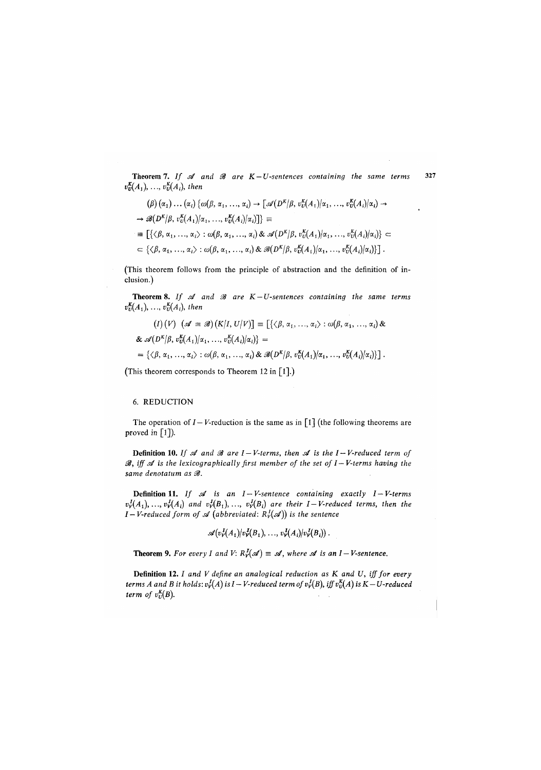**Theorem 7.** *If* $\mathscr{A}$ *and* $\mathscr{B}$ *are* $K-U$*-sentences containing the same terms* $v_U^K(A_1), \ldots, v_U^K(A_i)$, *then*

$$(\beta)(\alpha_1)\ldots(\alpha_i)\{\omega(\beta, \alpha_1, \ldots, \alpha_i) \rightarrow [\mathscr{A}(D^K/\beta, v_U^K(A_1)/\alpha_1, \ldots, v_U^K(A_i)/\alpha_i) \rightarrow$$
$$\rightarrow \mathscr{B}(D^K/\beta, v_U^K(A_1)/\alpha_1, \ldots, v_U^K(A_i)/\alpha_i)]\} \equiv$$
$$\equiv [\{\langle\beta, \alpha_1, \ldots, \alpha_i\rangle : \omega(\beta, \alpha_1, \ldots, \alpha_i) \,\&\, \mathscr{A}(D^K/\beta, v_U^K(A_1)/\alpha_1, \ldots, v_U^K(A_i)/\alpha_i)\} \subset$$
$$\subset \{\langle\beta, \alpha_1, \ldots, \alpha_i\rangle : \omega(\beta, \alpha_1, \ldots, \alpha_i) \,\&\, \mathscr{B}(D^K/\beta, v_U^K(A_1)/\alpha_1, \ldots, v_U^K(A_i)/\alpha_i)\}] .$$

(This theorem follows from the principle of abstraction and the definition of inclusion.)

**Theorem 8.** *If* $\mathscr{A}$ *and* $\mathscr{B}$ *are* $K-U$*-sentences containing the same terms* $v_U^K(A_1), \ldots, v_U^K(A_i)$, *then*

$$(I)(V)\ \ (\mathscr{A} \equiv \mathscr{B})(K/I, U/V)] \equiv [\{\langle\beta, \alpha_1, \ldots, \alpha_i\rangle : \omega(\beta, \alpha_1, \ldots, \alpha_i) \,\&$$
$$\& \,\mathscr{A}(D^K/\beta, v_U^K(A_1)/\alpha_1, \ldots, v_U^K(A_i)/\alpha_i)\} =$$
$$= \{\langle\beta, \alpha_1, \ldots, \alpha_i\rangle : \omega(\beta, \alpha_1, \ldots, \alpha_i) \,\&\, \mathscr{B}(D^K/\beta, v_U^K(A_1)/\alpha_1, \ldots, v_U^K(A_i)/\alpha_i)\}] .$$

(This theorem corresponds to Theorem 12 in [1].)

## 6. REDUCTION

The operation of $I-V$-reduction is the same as in [1] (the following theorems are proved in [1]).

**Definition 10.** *If* $\mathscr{A}$ *and* $\mathscr{B}$ *are* $I-V$*-terms, then* $\mathscr{A}$ *is the* $I-V$*-reduced term of* $\mathscr{B}$, *iff* $\mathscr{A}$ *is the lexicographically first member of the set of* $I-V$*-terms having the same denotatum as* $\mathscr{B}$.

**Definition 11.** *If* $\mathscr{A}$ *is an* $I-V$*-sentence containing exactly* $I-V$*-terms* $v_V^I(A_1), \ldots, v_V^I(A_i)$ *and* $v_V^I(B_1), \ldots, v_V^I(B_i)$ *are their* $I-V$*-reduced terms, then the* $I-V$*-reduced form of* $\mathscr{A}$ *(abbreviated:* $R_V^I(\mathscr{A})$*) is the sentence*

$$\mathscr{A}(v_V^I(A_1)/v_V^I(B_1), \ldots, v_V^I(A_i)/v_V^I(B_i)) .$$

**Theorem 9.** *For every* $I$ *and* $V$: $R_V^I(\mathscr{A}) \equiv \mathscr{A}$, *where* $\mathscr{A}$ *is an* $I-V$*-sentence.*

**Definition 12.** $I$ *and* $V$ *define an analogical reduction as* $K$ *and* $U$, *iff for every terms* $A$ *and* $B$ *it holds:* $v_V^I(A)$ *is* $I-V$*-reduced term of* $v_V^I(B)$, *iff* $v_U^K(A)$ *is* $K-U$*-reduced term of* $v_U^K(B)$.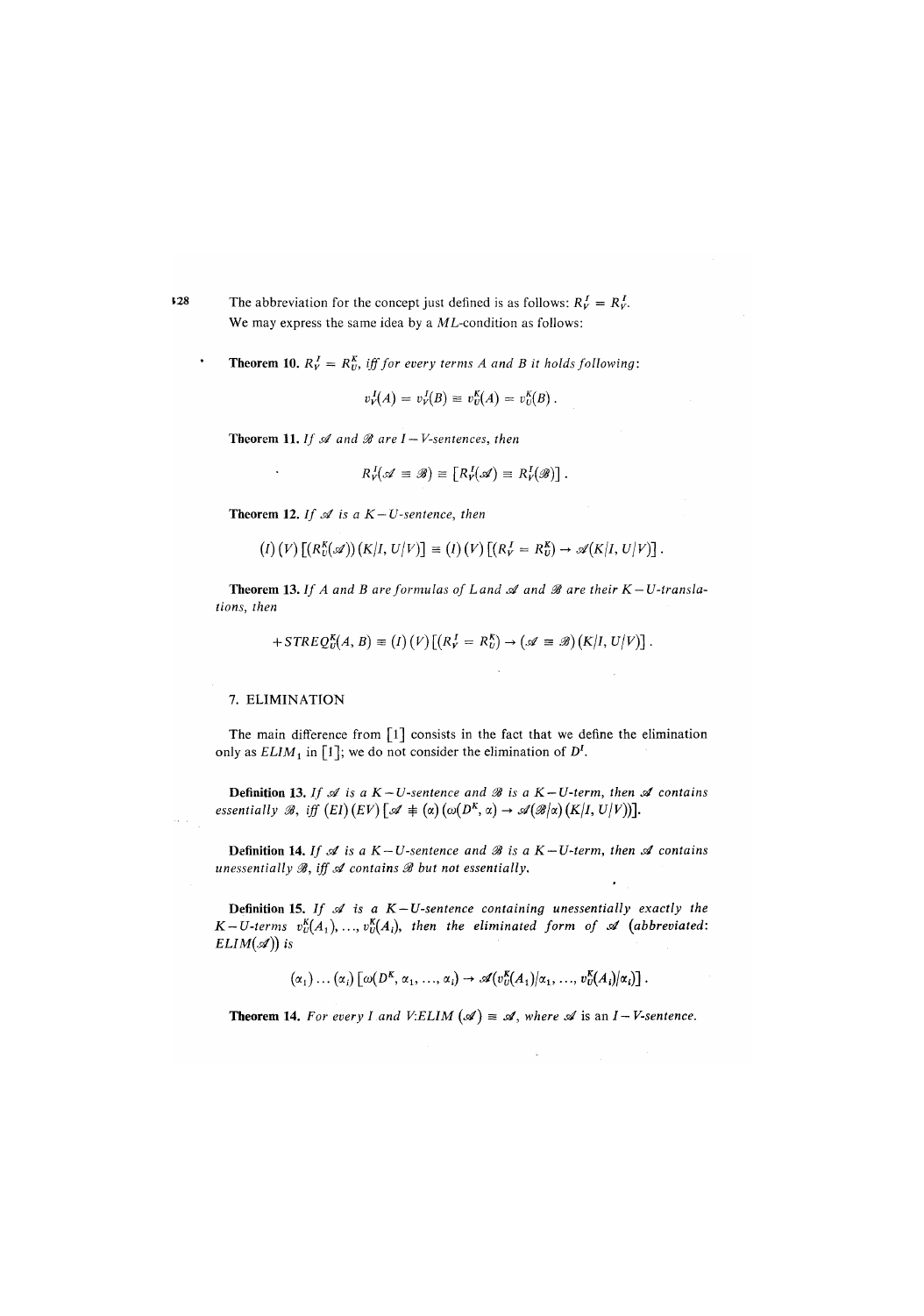The abbreviation for the concept just defined is as follows: $R^I_V = R^I_V$.
We may express the same idea by a $ML$-condition as follows:

**Theorem 10.** $R^I_V = R^K_U$, *iff for every terms A and B it holds following*:

$$v^I_V(A) = v^I_V(B) \equiv v^K_U(A) = v^K_U(B) .$$

**Theorem 11.** *If $\mathscr{A}$ and $\mathscr{B}$ are $I - V$-sentences, then*

$$R^I_V(\mathscr{A} \equiv \mathscr{B}) \equiv \left[R^I_V(\mathscr{A}) \equiv R^I_V(\mathscr{B})\right] .$$

**Theorem 12.** *If $\mathscr{A}$ is a $K - U$-sentence, then*

$$(I)\,(V)\left[(R^K_U(\mathscr{A}))\,(K/I,\, U/V)\right] \equiv (I)\,(V)\left[(R^I_V = R^K_U) \rightarrow \mathscr{A}(K/I,\, U/V)\right] .$$

**Theorem 13.** *If A and B are formulas of L and $\mathscr{A}$ and $\mathscr{B}$ are their $K - U$-translations, then*

$$+STREQ^K_U(A, B) \equiv (I)\,(V)\left[(R^I_V = R^K_U) \rightarrow (\mathscr{A} \equiv \mathscr{B})\,(K/I,\, U/V)\right] .$$

## 7. ELIMINATION

The main difference from [1] consists in the fact that we define the elimination only as $ELIM_1$ in [1]; we do not consider the elimination of $D^I$.

**Definition 13.** *If $\mathscr{A}$ is a $K - U$-sentence and $\mathscr{B}$ is a $K - U$-term, then $\mathscr{A}$ contains essentially $\mathscr{B}$, iff* $(EI)\,(EV)\left[\mathscr{A} \not\equiv (\alpha)\,(\omega(D^K, \alpha) \rightarrow \mathscr{A}(\mathscr{B}/\alpha)\,(K/I,\, U/V))\right]$.

**Definition 14.** *If $\mathscr{A}$ is a $K - U$-sentence and $\mathscr{B}$ is a $K - U$-term, then $\mathscr{A}$ contains unessentially $\mathscr{B}$, iff $\mathscr{A}$ contains $\mathscr{B}$ but not essentially.*

**Definition 15.** *If $\mathscr{A}$ is a $K - U$-sentence containing unessentially exactly the $K - U$-terms $v^K_U(A_1), \ldots, v^K_U(A_i)$, then the eliminated form of $\mathscr{A}$ (abbreviated: $ELIM(\mathscr{A})$) is*

$$(\alpha_1) \ldots (\alpha_i)\left[\omega(D^K, \alpha_1, \ldots, \alpha_i) \rightarrow \mathscr{A}(v^K_U(A_1)/\alpha_1, \ldots, v^K_U(A_i)/\alpha_i)\right] .$$

**Theorem 14.** *For every I and V*: $ELIM\,(\mathscr{A}) \equiv \mathscr{A}$, *where* $\mathscr{A}$ is an $I - V$-*sentence.*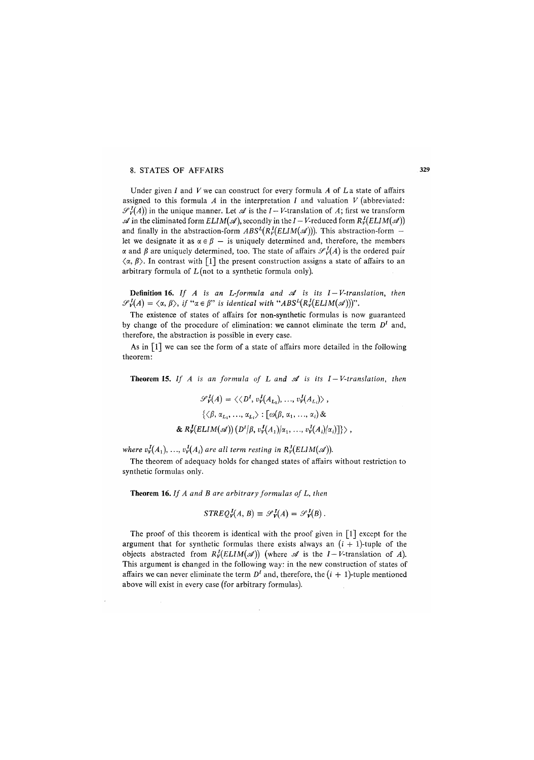## 8. STATES OF AFFAIRS

Under given $I$ and $V$ we can construct for every formula $A$ of $L$ a state of affairs assigned to this formula $A$ in the interpretation $I$ and valuation $V$ (abbreviated: $\mathscr{S}^I_V(A)$) in the unique manner. Let $\mathscr{A}$ is the $I-V$-translation of $A$; first we transform $\mathscr{A}$ in the eliminated form $ELIM(\mathscr{A})$, secondly in the $I-V$-reduced form $R^I_V(ELIM(\mathscr{A}))$ and finally in the abstraction-form $ABS^L(R^I_V(ELIM(\mathscr{A})))$. This abstraction-form – let we designate it as $\alpha \in \beta$ – is uniquely determined and, therefore, the members $\alpha$ and $\beta$ are uniquely determined, too. The state of affairs $\mathscr{S}^I_V(A)$ is the ordered pair $\langle \alpha, \beta \rangle$. In contrast with [1] the present construction assigns a state of affairs to an arbitrary formula of $L$ (not to a synthetic formula only).

**Definition 16.** *If $A$ is an $L$-formula and $\mathscr{A}$ is its $I-V$-translation, then $\mathscr{S}^I_V(A) = \langle \alpha, \beta \rangle$, if "$\alpha \in \beta$" is identical with "$ABS^L(R^I_V(ELIM(\mathscr{A})))$".*

The existence of states of affairs for non-synthetic formulas is now guaranteed by change of the procedure of elimination: we cannot eliminate the term $D^I$ and, therefore, the abstraction is possible in every case.

As in [1] we can see the form of a state of affairs more detailed in the following theorem:

**Theorem 15.** *If $A$ is an formula of $L$ and $\mathscr{A}$ is its $I-V$-translation, then*

$$\mathscr{S}^I_V(A) = \langle \langle D^I, v^I_V(A_{L_1}), \ldots, v^I_V(A_{L_i}) \rangle ,$$
$$\{ \langle \beta, \alpha_{L_1}, \ldots, \alpha_{L_i} \rangle : [\omega(\beta, \alpha_1, \ldots, \alpha_i) \;\&$$
$$\& \; R^I_V(ELIM(\mathscr{A}))\,(D^I/\beta, v^I_V(A_1)/\alpha_1, \ldots, v^I_V(A_i)/\alpha_i)] \} \rangle ,$$

*where $v^I_V(A_1), \ldots, v^I_V(A_i)$ are all term resting in $R^I_V(ELIM(\mathscr{A}))$.*

The theorem of adequacy holds for changed states of affairs without restriction to synthetic formulas only.

**Theorem 16.** *If $A$ and $B$ are arbitrary formulas of $L$, then*

$$STREQ^I_V(A, B) \equiv \mathscr{S}^I_V(A) = \mathscr{S}^I_V(B) .$$

The proof of this theorem is identical with the proof given in [1] except for the argument that for synthetic formulas there exists always an $(i+1)$-tuple of the objects abstracted from $R^I_V(ELIM(\mathscr{A}))$ (where $\mathscr{A}$ is the $I-V$-translation of $A$). This argument is changed in the following way: in the new construction of states of affairs we can never eliminate the term $D^I$ and, therefore, the $(i+1)$-tuple mentioned above will exist in every case (for arbitrary formulas).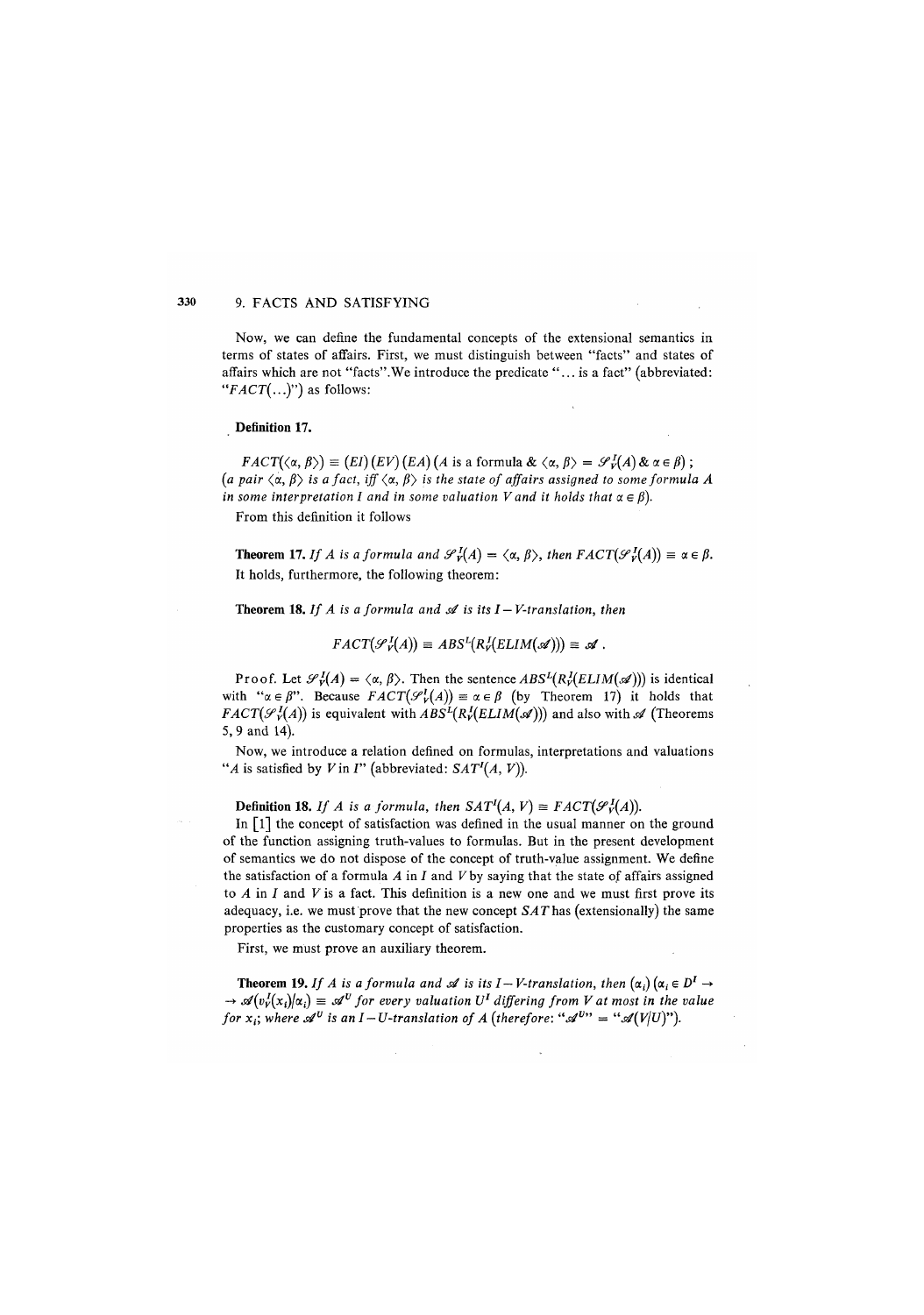Now, we can define the fundamental concepts of the extensional semantics in terms of states of affairs. First, we must distinguish between "facts" and states of affairs which are not "facts". We introduce the predicate "... is a fact" (abbreviated: "$FACT(\ldots)$") as follows:

**Definition 17.**

$FACT(\langle \alpha, \beta \rangle) \equiv (EI)(EV)(EA)(A$ is a formula & $\langle \alpha, \beta \rangle = \mathscr{S}^I_V(A)$ & $\alpha \in \beta)$;
*(a pair $\langle \alpha, \beta \rangle$ is a fact, iff $\langle \alpha, \beta \rangle$ is the state of affairs assigned to some formula A in some interpretation I and in some valuation V and it holds that $\alpha \in \beta$).*

From this definition it follows

**Theorem 17.** *If A is a formula and $\mathscr{S}^I_V(A) = \langle \alpha, \beta \rangle$, then $FACT(\mathscr{S}^I_V(A)) \equiv \alpha \in \beta$.*
It holds, furthermore, the following theorem:

**Theorem 18.** *If A is a formula and $\mathscr{A}$ is its I – V-translation, then*

$$FACT(\mathscr{S}^I_V(A)) \equiv ABS^L(R^I_V(ELIM(\mathscr{A}))) \equiv \mathscr{A}\,.$$

Proof. Let $\mathscr{S}^I_V(A) = \langle \alpha, \beta \rangle$. Then the sentence $ABS^L(R^I_V(ELIM(\mathscr{A})))$ is identical with "$\alpha \in \beta$". Because $FACT(\mathscr{S}^I_V(A)) \equiv \alpha \in \beta$ (by Theorem 17) it holds that $FACT(\mathscr{S}^I_V(A))$ is equivalent with $ABS^L(R^I_V(ELIM(\mathscr{A})))$ and also with $\mathscr{A}$ (Theorems 5, 9 and 14).

Now, we introduce a relation defined on formulas, interpretations and valuations "A is satisfied by V in I" (abbreviated: $SAT^I(A, V)$).

**Definition 18.** *If A is a formula, then* $SAT^I(A, V) \equiv FACT(\mathscr{S}^I_V(A))$.

In [1] the concept of satisfaction was defined in the usual manner on the ground of the function assigning truth-values to formulas. But in the present development of semantics we do not dispose of the concept of truth-value assignment. We define the satisfaction of a formula A in I and V by saying that the state of affairs assigned to A in I and V is a fact. This definition is a new one and we must first prove its adequacy, i.e. we must prove that the new concept $SAT$ has (extensionally) the same properties as the customary concept of satisfaction.

First, we must prove an auxiliary theorem.

**Theorem 19.** *If A is a formula and $\mathscr{A}$ is its I – V-translation, then $(\alpha_i)(\alpha_i \in D^I \rightarrow \mathscr{A}(v^I_V(x_i)/\alpha_i) \equiv \mathscr{A}^U$ for every valuation $U^I$ differing from V at most in the value for $x_i$; where $\mathscr{A}^U$ is an I – U-translation of A (therefore: "$\mathscr{A}^U$" = "$\mathscr{A}(V/U)$").*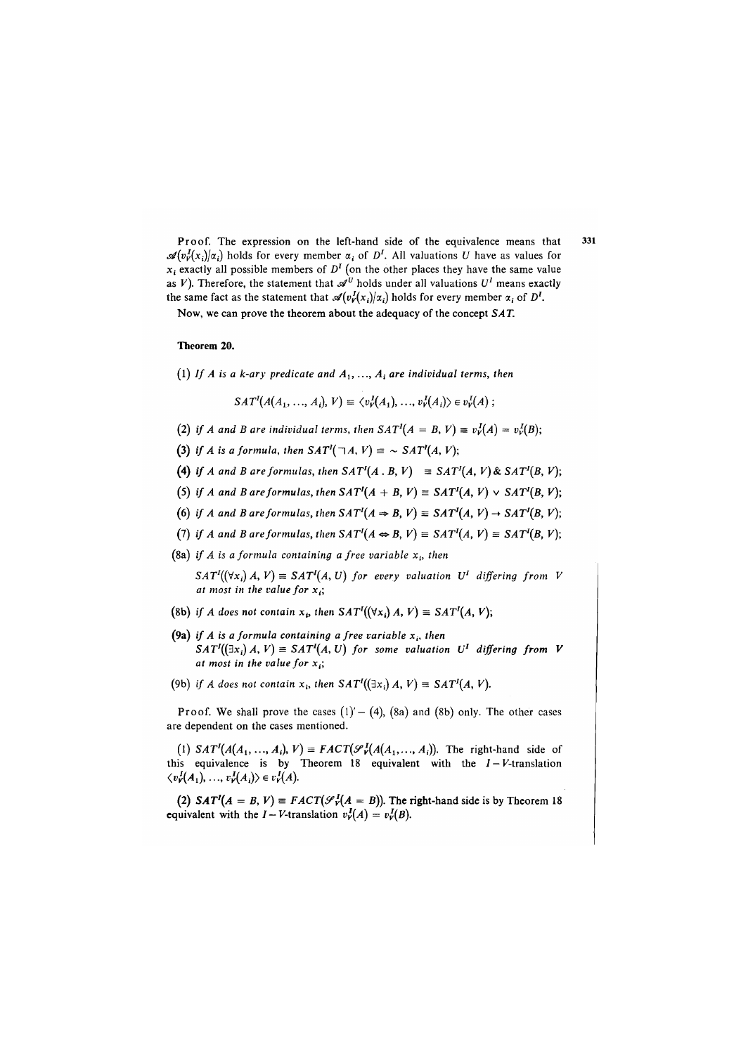Proof. The expression on the left-hand side of the equivalence means that $\mathscr{A}(v_V^I(x_i)/\alpha_i)$ holds for every member $\alpha_i$ of $D^I$. All valuations $U$ have as values for $x_i$ exactly all possible members of $D^I$ (on the other places they have the same value as $V$). Therefore, the statement that $\mathscr{A}^U$ holds under all valuations $U^I$ means exactly the same fact as the statement that $\mathscr{A}(v_V^I(x_i)/\alpha_i)$ holds for every member $\alpha_i$ of $D^I$.

Now, we can prove the theorem about the adequacy of the concept *SAT*.

**Theorem 20.**

(1) *If $A$ is a $k$-ary predicate and $A_1, \ldots, A_i$ are individual terms, then*

$$SAT^I(A(A_1, \ldots, A_i), V) \equiv \langle v_V^I(A_1), \ldots, v_V^I(A_i)\rangle \in v_V^I(A)\,;$$

(2) *if $A$ and $B$ are individual terms, then $SAT^I(A = B, V) \equiv v_V^I(A) = v_V^I(B)$;*

(3) *if $A$ is a formula, then $SAT^I(\neg A, V) \equiv \sim SAT^I(A, V)$;*

(4) *if $A$ and $B$ are formulas, then $SAT^I(A\,.\,B, V) \equiv SAT^I(A, V)\,\&\,SAT^I(B, V)$;*

(5) *if $A$ and $B$ are formulas, then $SAT^I(A + B, V) \equiv SAT^I(A, V) \vee SAT^I(B, V)$;*

(6) *if $A$ and $B$ are formulas, then $SAT^I(A \Rightarrow B, V) \equiv SAT^I(A, V) \rightarrow SAT^I(B, V)$;*

(7) *if $A$ and $B$ are formulas, then $SAT^I(A \Leftrightarrow B, V) \equiv SAT^I(A, V) \equiv SAT^I(B, V)$;*

(8a) *if $A$ is a formula containing a free variable $x_i$, then*
*$SAT^I((\forall x_i)\,A, V) \equiv SAT^I(A, U)$ for every valuation $U^I$ differing from $V$ at most in the value for $x_i$;*

(8b) *if $A$ does not contain $x_i$, then $SAT^I((\forall x_i)\,A, V) \equiv SAT^I(A, V)$;*

(9a) *if $A$ is a formula containing a free variable $x_i$, then*
*$SAT^I((\exists x_i)\,A, V) \equiv SAT^I(A, U)$ for some valuation $U^I$ differing from $V$ at most in the value for $x_i$;*

(9b) *if $A$ does not contain $x_i$, then $SAT^I((\exists x_i)\,A, V) \equiv SAT^I(A, V)$.*

Proof. We shall prove the cases (1)' – (4), (8a) and (8b) only. The other cases are dependent on the cases mentioned.

(1) $SAT^I(A(A_1, \ldots, A_i), V) \equiv FACT(\mathscr{S}_V^I(A(A_1, \ldots, A_i))$. The right-hand side of this equivalence is by Theorem 18 equivalent with the $I - V$-translation $\langle v_V^I(A_1), \ldots, v_V^I(A_i)\rangle \in v_V^I(A)$.

(2) $SAT^I(A = B, V) \equiv FACT(\mathscr{S}_V^I(A = B))$. The right-hand side is by Theorem 18 equivalent with the $I - V$-translation $v_V^I(A) = v_V^I(B)$.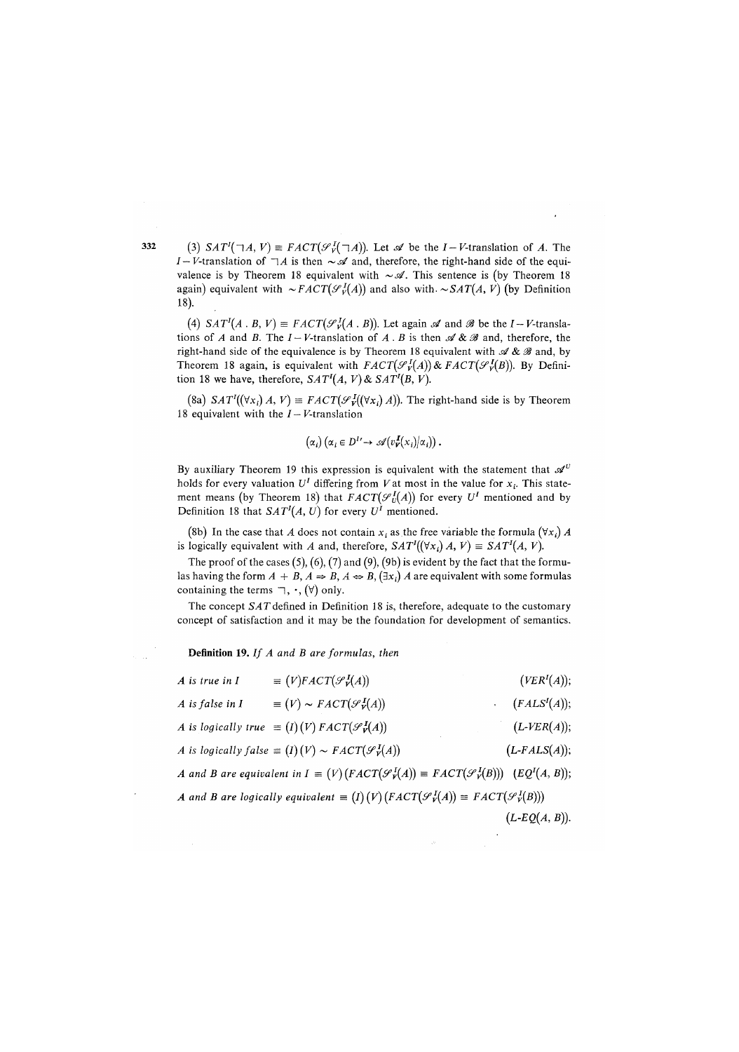(3) $SAT^I(\neg A, V) \equiv FACT(\mathscr{S}^I_V(\neg A))$. Let $\mathscr{A}$ be the $I-V$-translation of $A$. The $I-V$-translation of $\neg A$ is then $\sim \mathscr{A}$ and, therefore, the right-hand side of the equivalence is by Theorem 18 equivalent with $\sim \mathscr{A}$. This sentence is (by Theorem 18 again) equivalent with $\sim FACT(\mathscr{S}^I_V(A))$ and also with $\sim SAT(A, V)$ (by Definition 18).

(4) $SAT^I(A \,.\, B, V) \equiv FACT(\mathscr{S}^I_V(A \,.\, B))$. Let again $\mathscr{A}$ and $\mathscr{B}$ be the $I-V$-translations of $A$ and $B$. The $I-V$-translation of $A \,.\, B$ is then $\mathscr{A}$ & $\mathscr{B}$ and, therefore, the right-hand side of the equivalence is by Theorem 18 equivalent with $\mathscr{A}$ & $\mathscr{B}$ and, by Theorem 18 again, is equivalent with $FACT(\mathscr{S}^I_V(A))$ & $FACT(\mathscr{S}^I_V(B))$. By Definition 18 we have, therefore, $SAT^I(A, V)$ & $SAT^I(B, V)$.

(8a) $SAT^I((\forall x_i)\, A, V) \equiv FACT(\mathscr{S}^I_V((\forall x_i)\, A))$. The right-hand side is by Theorem 18 equivalent with the $I-V$-translation

$$(\alpha_i)\,(\alpha_i \in D^{I'} \rightarrow \mathscr{A}(v^I_V(x_i)/\alpha_i)).$$

By auxiliary Theorem 19 this expression is equivalent with the statement that $\mathscr{A}^U$ holds for every valuation $U^I$ differing from $V$ at most in the value for $x_i$. This statement means (by Theorem 18) that $FACT(\mathscr{S}^I_U(A))$ for every $U^I$ mentioned and by Definition 18 that $SAT^I(A, U)$ for every $U^I$ mentioned.

(8b) In the case that $A$ does not contain $x_i$ as the free variable the formula $(\forall x_i)\, A$ is logically equivalent with $A$ and, therefore, $SAT^I((\forall x_i)\, A, V) \equiv SAT^I(A, V)$.

The proof of the cases (5), (6), (7) and (9), (9b) is evident by the fact that the formulas having the form $A + B$, $A \Rightarrow B$, $A \Leftrightarrow B$, $(\exists x_i)\, A$ are equivalent with some formulas containing the terms $\neg$, $\cdot$, $(\forall)$ only.

The concept $SAT$ defined in Definition 18 is, therefore, adequate to the customary concept of satisfaction and it may be the foundation for development of semantics.

**Definition 19.** *If $A$ and $B$ are formulas, then*

*$A$ is true in $I$* $\equiv (V) FACT(\mathscr{S}^I_V(A))$ $\quad (VER^I(A))$;

*$A$ is false in $I$* $\equiv (V) \sim FACT(\mathscr{S}^I_V(A))$ $\quad (FALS^I(A))$;

*$A$ is logically true* $\equiv (I)\,(V)\, FACT(\mathscr{S}^I_V(A))$ $\quad (L\text{-}VER(A))$;

*$A$ is logically false* $\equiv (I)\,(V) \sim FACT(\mathscr{S}^I_V(A))$ $\quad (L\text{-}FALS(A))$;

*$A$ and $B$ are equivalent in $I$* $\equiv (V)\,(FACT(\mathscr{S}^I_V(A)) \equiv FACT(\mathscr{S}^I_V(B)))$ $\quad (EQ^I(A, B))$;

*$A$ and $B$ are logically equivalent* $\equiv (I)\,(V)\,(FACT(\mathscr{S}^I_V(A)) \equiv FACT(\mathscr{S}^I_V(B)))$ $\quad (L\text{-}EQ(A, B))$.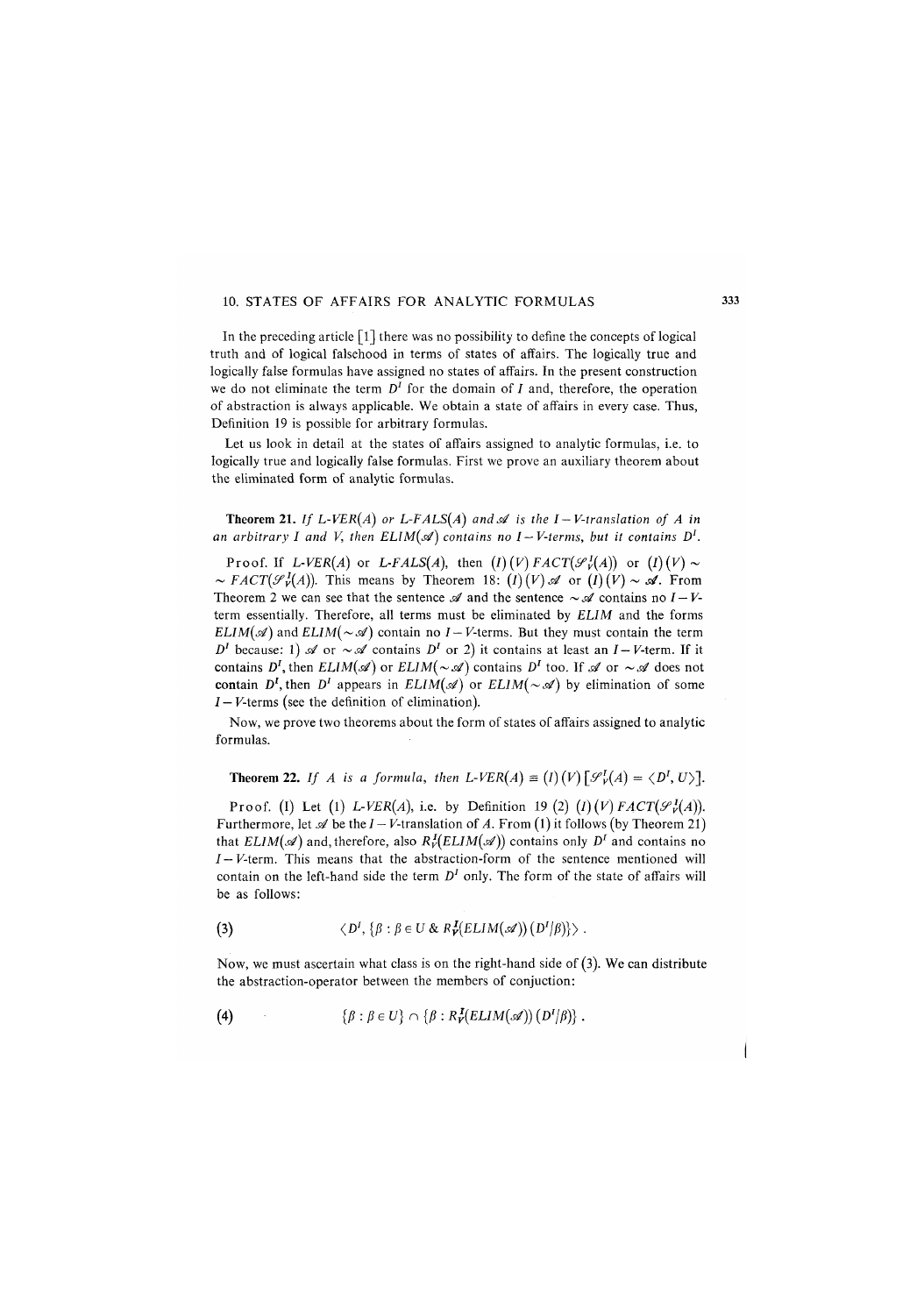# 10. STATES OF AFFAIRS FOR ANALYTIC FORMULAS

In the preceding article [1] there was no possibility to define the concepts of logical truth and of logical falsehood in terms of states of affairs. The logically true and logically false formulas have assigned no states of affairs. In the present construction we do not eliminate the term $D^I$ for the domain of $I$ and, therefore, the operation of abstraction is always applicable. We obtain a state of affairs in every case. Thus, Definition 19 is possible for arbitrary formulas.

Let us look in detail at the states of affairs assigned to analytic formulas, i.e. to logically true and logically false formulas. First we prove an auxiliary theorem about the eliminated form of analytic formulas.

**Theorem 21.** *If $L$-$VER(A)$ or $L$-$FALS(A)$ and $\mathscr{A}$ is the $I-V$-translation of $A$ in an arbitrary $I$ and $V$, then $ELIM(\mathscr{A})$ contains no $I-V$-terms, but it contains $D^I$.*

Proof. If $L$-$VER(A)$ or $L$-$FALS(A)$, then $(I)(V)\,FACT(\mathscr{S}^I_V(A))$ or $(I)(V) \sim\; \sim FACT(\mathscr{S}^I_V(A))$. This means by Theorem 18: $(I)(V)\,\mathscr{A}$ or $(I)(V) \sim \mathscr{A}$. From Theorem 2 we can see that the sentence $\mathscr{A}$ and the sentence $\sim \mathscr{A}$ contains no $I-V$-term essentially. Therefore, all terms must be eliminated by $ELIM$ and the forms $ELIM(\mathscr{A})$ and $ELIM(\sim \mathscr{A})$ contain no $I-V$-terms. But they must contain the term $D^I$ because: 1) $\mathscr{A}$ or $\sim \mathscr{A}$ contains $D^I$ or 2) it contains at least an $I-V$-term. If it contains $D^I$, then $ELIM(\mathscr{A})$ or $ELIM(\sim \mathscr{A})$ contains $D^I$ too. If $\mathscr{A}$ or $\sim \mathscr{A}$ does not contain $D^I$, then $D^I$ appears in $ELIM(\mathscr{A})$ or $ELIM(\sim \mathscr{A})$ by elimination of some $I-V$-terms (see the definition of elimination).

Now, we prove two theorems about the form of states of affairs assigned to analytic formulas.

**Theorem 22.** *If $A$ is a formula, then $L$-$VER(A) \equiv (I)(V)\,[\mathscr{S}^I_V(A) = \langle D^I, U \rangle]$.*

Proof. (I) Let (1) $L$-$VER(A)$, i.e. by Definition 19 (2) $(I)(V)\,FACT(\mathscr{S}^I_V(A))$. Furthermore, let $\mathscr{A}$ be the $I-V$-translation of $A$. From (1) it follows (by Theorem 21) that $ELIM(\mathscr{A})$ and, therefore, also $R^I_V(ELIM(\mathscr{A}))$ contains only $D^I$ and contains no $I-V$-term. This means that the abstraction-form of the sentence mentioned will contain on the left-hand side the term $D^I$ only. The form of the state of affairs will be as follows:

$$(3) \qquad \langle D^I, \{\beta : \beta \in U \;\&\; R^I_V(ELIM(\mathscr{A}))\,(D^I/\beta)\}\rangle \,.$$

Now, we must ascertain what class is on the right-hand side of (3). We can distribute the abstraction-operator between the members of conjuction:

$$(4) \qquad \{\beta : \beta \in U\} \cap \{\beta : R^I_V(ELIM(\mathscr{A}))\,(D^I/\beta)\} \,.$$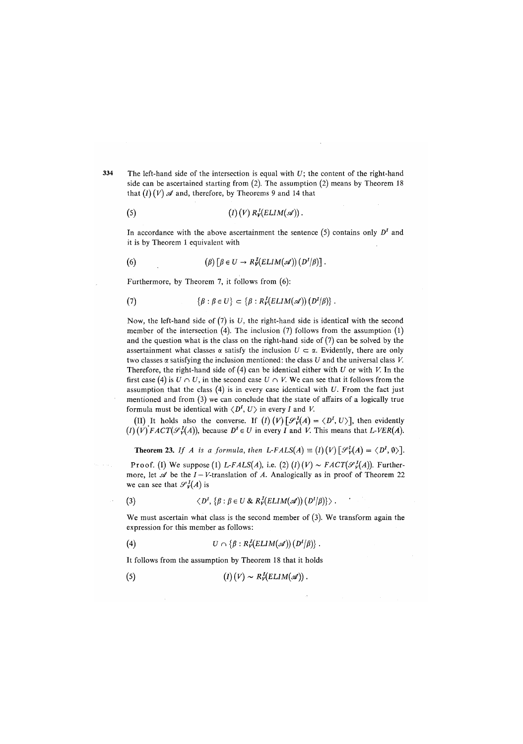The left-hand side of the intersection is equal with $U$; the content of the right-hand side can be ascertained starting from (2). The assumption (2) means by Theorem 18 that $(I)(V)\mathscr{A}$ and, therefore, by Theorems 9 and 14 that

$$(5) \qquad (I)(V)\, R_V^I(ELIM(\mathscr{A}))\,.$$

In accordance with the above ascertainment the sentence (5) contains only $D^I$ and it is by Theorem 1 equivalent with

$$(6) \qquad (\beta)\left[\beta \in U \rightarrow R_V^I(ELIM(\mathscr{A}))\,(D^I/\beta)\right].$$

Furthermore, by Theorem 7, it follows from (6):

$$(7) \qquad \{\beta : \beta \in U\} \subset \{\beta : R_V^I(ELIM(\mathscr{A}))\,(D^I/\beta)\}\,.$$

Now, the left-hand side of (7) is $U$, the right-hand side is identical with the second member of the intersection (4). The inclusion (7) follows from the assumption (1) and the question what is the class on the right-hand side of (7) can be solved by the assertainment what classes $\alpha$ satisfy the inclusion $U \subset \alpha$. Evidently, there are only two classes $\alpha$ satisfying the inclusion mentioned: the class $U$ and the universal class $V$. Therefore, the right-hand side of (4) can be identical either with $U$ or with $V$. In the first case (4) is $U \cap U$, in the second case $U \cap V$. We can see that it follows from the assumption that the class (4) is in every case identical with $U$. From the fact just mentioned and from (3) we can conclude that the state of affairs of a logically true formula must be identical with $\langle D^I, U\rangle$ in every $I$ and $V$.

(II) It holds also the converse. If $(I)(V)\left[\mathscr{S}_V^I(A) = \langle D^I, U\rangle\right]$, then evidently $(I)(V)\,FACT(\mathscr{S}_V^I(A))$, because $D^I \in U$ in every $I$ and $V$. This means that $L\text{-}VER(A)$.

**Theorem 23.** *If $A$ is a formula, then* $L\text{-}FALS(A) \equiv (I)(V)\left[\mathscr{S}_V^I(A) = \langle D^I, \emptyset\rangle\right]$.

Proof. (I) We suppose (1) $L\text{-}FALS(A)$, i.e. (2) $(I)(V) \sim FACT(\mathscr{S}_V^I(A))$. Furthermore, let $\mathscr{A}$ be the $I-V$-translation of $A$. Analogically as in proof of Theorem 22 we can see that $\mathscr{S}_V^I(A)$ is

$$(3) \qquad \langle D^I, \{\beta : \beta \in U \;\&\; R_V^I(ELIM(\mathscr{A}))\,(D^I/\beta)\}\rangle\,.$$

We must ascertain what class is the second member of (3). We transform again the expression for this member as follows:

$$(4) \qquad U \cap \{\beta : R_V^I(ELIM(\mathscr{A}))\,(D^I/\beta)\}\,.$$

It follows from the assumption by Theorem 18 that it holds

$$(5) \qquad (I)(V) \sim R_V^I(ELIM(\mathscr{A}))\,.$$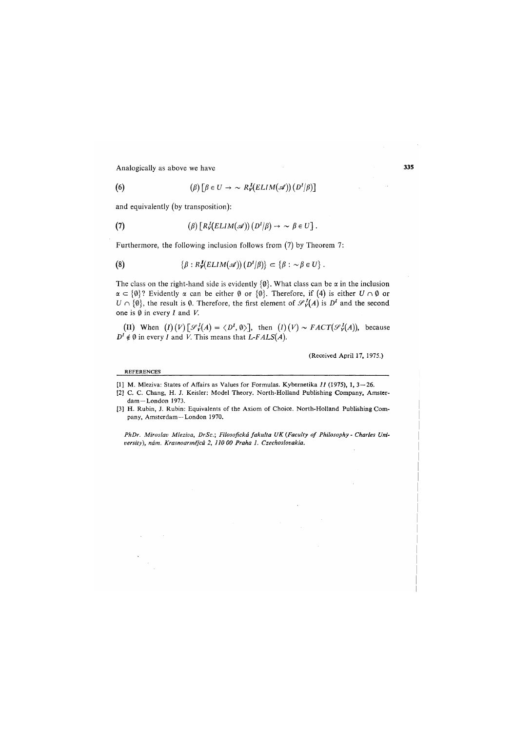Analogically as above we have

$$(6) \qquad (\beta)\left[\beta \in U \rightarrow \sim R_V^I(ELIM(\mathscr{A}))(D^I/\beta)\right]$$

and equivalently (by transposition):

$$(7) \qquad (\beta)\left[R_V^I(ELIM(\mathscr{A}))(D^I/\beta) \rightarrow \sim \beta \in U\right].$$

Furthermore, the following inclusion follows from (7) by Theorem 7:

$$(8) \qquad \{\beta : R_V^I(ELIM(\mathscr{A}))(D^I/\beta)\} \subset \{\beta : \sim \beta \in U\}.$$

The class on the right-hand side is evidently $\{\emptyset\}$. What class can be $\alpha$ in the inclusion $\alpha \subset \{\emptyset\}$? Evidently $\alpha$ can be either $\emptyset$ or $\{\emptyset\}$. Therefore, if (4) is either $U \cap \emptyset$ or $U \cap \{\emptyset\}$, the result is $\emptyset$. Therefore, the first element of $\mathscr{S}_V^I(A)$ is $D^I$ and the second one is $\emptyset$ in every $I$ and $V$.

(II) When $(I)(V)\left[\mathscr{S}_V^I(A) = \langle D^I, \emptyset \rangle\right]$, then $(I)(V) \sim FACT(\mathscr{S}_V^I(A))$, because $D^I \notin \emptyset$ in every $I$ and $V$. This means that $L$-$FALS(A)$.

(Received April 17, 1975.)

REFERENCES

[1] M. Mleziva: States of Affairs as Values for Formulas. Kybernetika *11* (1975), 1, 3–26.

[2] C. C. Chang, H. J. Keisler: Model Theory. North-Holland Publishing Company, Amsterdam–London 1973.

[3] H. Rubin, J. Rubin: Equivalents of the Axiom of Choice. North-Holland Publishing Company, Amsterdam–London 1970.

*PhDr. Miroslav Mleziva, DrSc.; Filosofická fakulta UK (Faculty of Philosophy - Charles University), nám. Krasnoarmějců 2, 110 00 Praha 1. Czechoslovakia.*